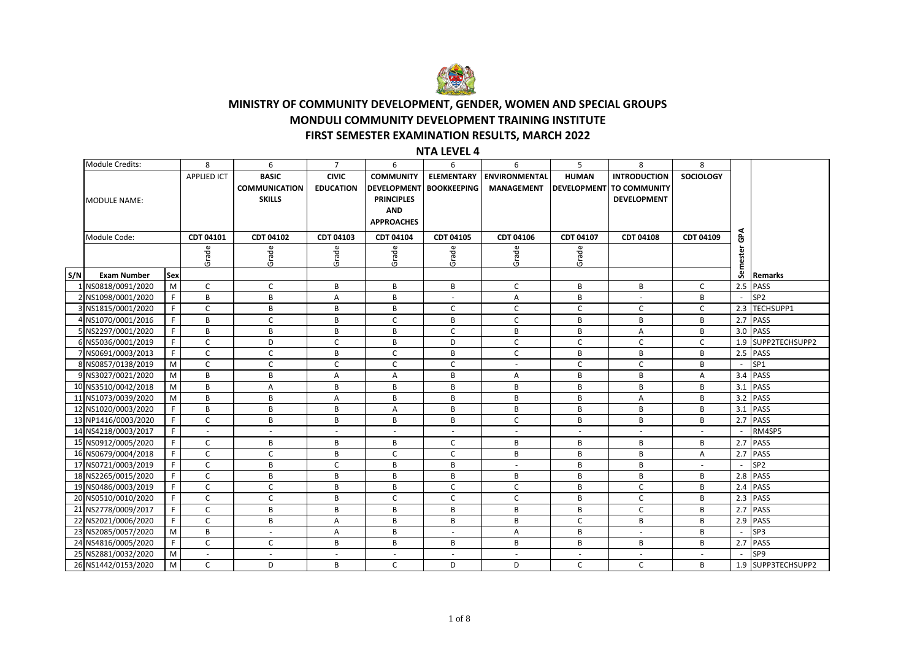# MINISTRY OF COMMUNITY DEVELOPMENT, GENDER, WOMEN AND SPECIAL GROUPS

## MONDULI COMMUNITY DEVELOPMENT TRAINING INSTITUTE

## FIRST SEMESTER EXAMINATION RESULTS, MARCH 2022

### NTA LEVEL 4

| | Module Credits: | | 8 | 6 | 7 | 6 | 6 | 6 | 5 | 8 | 8 | | |
|---|---|---|---|---|---|---|---|---|---|---|---|---|---|
| | MODULE NAME: | | APPLIED ICT | BASIC COMMUNICATION SKILLS | CIVIC EDUCATION | COMMUNITY DEVELOPMENT PRINCIPLES AND APPROACHES | ELEMENTARY BOOKKEEPING | ENVIRONMENTAL MANAGEMENT | HUMAN DEVELOPMENT | INTRODUCTION TO COMMUNITY DEVELOPMENT | SOCIOLOGY | | |
| | Module Code: | | CDT 04101 | CDT 04102 | CDT 04103 | CDT 04104 | CDT 04105 | CDT 04106 | CDT 04107 | CDT 04108 | CDT 04109 | | |
| | | | Grade | Grade | Grade | Grade | Grade | Grade | Grade | | | | |
| S/N | Exam Number | Sex | | | | | | | | | | Semester GPA | Remarks |
| 1 | NS0818/0091/2020 | M | C | C | B | B | B | C | B | B | C | 2.5 | PASS |
| 2 | NS1098/0001/2020 | F | B | B | A | B | - | A | B | - | B | - | SP2 |
| 3 | NS1815/0001/2020 | F | C | B | B | B | C | C | C | C | C | 2.3 | TECHSUPP1 |
| 4 | NS1070/0001/2016 | F | B | C | B | C | B | C | B | B | B | 2.7 | PASS |
| 5 | NS2297/0001/2020 | F | B | B | B | B | C | B | B | A | B | 3.0 | PASS |
| 6 | NS5036/0001/2019 | F | C | D | C | B | D | C | C | C | C | 1.9 | SUPP2TECHSUPP2 |
| 7 | NS0691/0003/2013 | F | C | C | B | C | B | C | B | B | B | 2.5 | PASS |
| 8 | NS0857/0138/2019 | M | C | C | C | C | C | - | C | C | B | - | SP1 |
| 9 | NS3027/0021/2020 | M | B | B | A | A | B | A | B | B | A | 3.4 | PASS |
| 10 | NS3510/0042/2018 | M | B | A | B | B | B | B | B | B | B | 3.1 | PASS |
| 11 | NS1073/0039/2020 | M | B | B | A | B | B | B | B | A | B | 3.2 | PASS |
| 12 | NS1020/0003/2020 | F | B | B | B | A | B | B | B | B | B | 3.1 | PASS |
| 13 | NP1416/0003/2020 | F | C | B | B | B | B | C | B | B | B | 2.7 | PASS |
| 14 | NS4218/0003/2017 | F | - | - | - | - | - | - | - | - | - | - | RM4SP5 |
| 15 | NS0912/0005/2020 | F | C | B | B | B | C | B | B | B | B | 2.7 | PASS |
| 16 | NS0679/0004/2018 | F | C | C | B | C | C | B | B | B | A | 2.7 | PASS |
| 17 | NS0721/0003/2019 | F | C | B | C | B | B | - | B | B | - | - | SP2 |
| 18 | NS2265/0015/2020 | F | C | B | B | B | B | B | B | B | B | 2.8 | PASS |
| 19 | NS0486/0003/2019 | F | C | C | B | B | C | C | B | C | B | 2.4 | PASS |
| 20 | NS0510/0010/2020 | F | C | C | B | C | C | C | B | C | B | 2.3 | PASS |
| 21 | NS2778/0009/2017 | F | C | B | B | B | B | B | B | C | B | 2.7 | PASS |
| 22 | NS2021/0006/2020 | F | C | B | A | B | B | B | C | B | B | 2.9 | PASS |
| 23 | NS2085/0057/2020 | M | B | - | A | B | - | A | B | - | B | - | SP3 |
| 24 | NS4816/0005/2020 | F | C | C | B | B | B | B | B | B | B | 2.7 | PASS |
| 25 | NS2881/0032/2020 | M | - | - | - | - | - | - | - | - | - | - | SP9 |
| 26 | NS1442/0153/2020 | M | C | D | B | C | D | D | C | C | B | 1.9 | SUPP3TECHSUPP2 |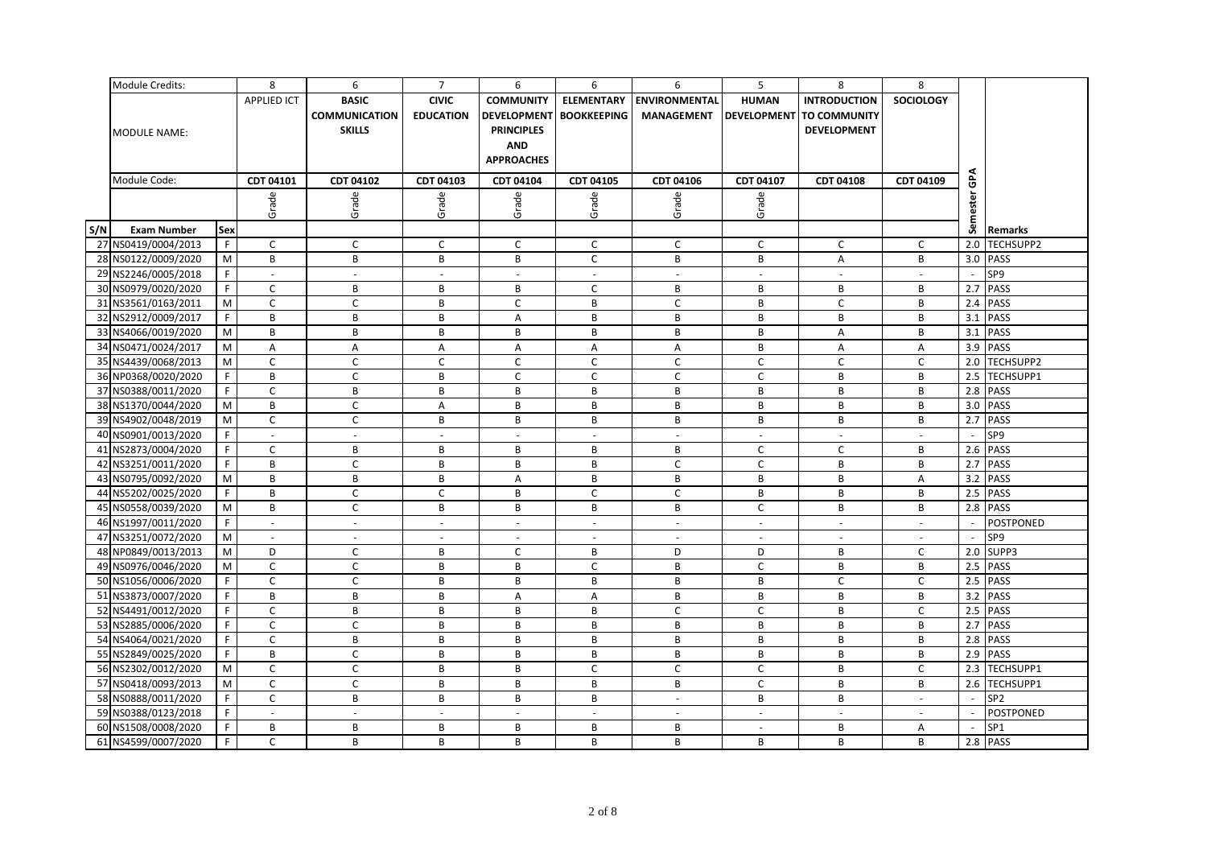| | Module Credits: | | 8 | 6 | 7 | 6 | 6 | 6 | 5 | 8 | 8 | | |
|---|---|---|---|---|---|---|---|---|---|---|---|---|---|
| | MODULE NAME: | | APPLIED ICT | BASIC COMMUNICATION SKILLS | CIVIC EDUCATION | COMMUNITY DEVELOPMENT PRINCIPLES AND APPROACHES | ELEMENTARY BOOKKEEPING | ENVIRONMENTAL MANAGEMENT | HUMAN DEVELOPMENT | INTRODUCTION TO COMMUNITY DEVELOPMENT | SOCIOLOGY | | |
| | Module Code: | | CDT 04101 | CDT 04102 | CDT 04103 | CDT 04104 | CDT 04105 | CDT 04106 | CDT 04107 | CDT 04108 | CDT 04109 | | |
| | | | Grade | Grade | Grade | Grade | Grade | Grade | Grade | | | | |
| S/N | Exam Number | Sex | | | | | | | | | | Semester GPA | Remarks |
| 27 | NS0419/0004/2013 | F | C | C | C | C | C | C | C | C | C | 2.0 | TECHSUPP2 |
| 28 | NS0122/0009/2020 | M | B | B | B | B | C | B | B | A | B | 3.0 | PASS |
| 29 | NS2246/0005/2018 | F | - | - | - | - | - | - | - | - | - | - | SP9 |
| 30 | NS0979/0020/2020 | F | C | B | B | B | C | B | B | B | B | 2.7 | PASS |
| 31 | NS3561/0163/2011 | M | C | C | B | C | B | C | B | C | B | 2.4 | PASS |
| 32 | NS2912/0009/2017 | F | B | B | B | A | B | B | B | B | B | 3.1 | PASS |
| 33 | NS4066/0019/2020 | M | B | B | B | B | B | B | B | A | B | 3.1 | PASS |
| 34 | NS0471/0024/2017 | M | A | A | A | A | A | A | B | A | A | 3.9 | PASS |
| 35 | NS4439/0068/2013 | M | C | C | C | C | C | C | C | C | C | 2.0 | TECHSUPP2 |
| 36 | NP0368/0020/2020 | F | B | C | B | C | C | C | C | B | B | 2.5 | TECHSUPP1 |
| 37 | NS0388/0011/2020 | F | C | B | B | B | B | B | B | B | B | 2.8 | PASS |
| 38 | NS1370/0044/2020 | M | B | C | A | B | B | B | B | B | B | 3.0 | PASS |
| 39 | NS4902/0048/2019 | M | C | C | B | B | B | B | B | B | B | 2.7 | PASS |
| 40 | NS0901/0013/2020 | F | - | - | - | - | - | - | - | - | - | - | SP9 |
| 41 | NS2873/0004/2020 | F | C | B | B | B | B | B | C | C | B | 2.6 | PASS |
| 42 | NS3251/0011/2020 | F | B | C | B | B | B | C | C | B | B | 2.7 | PASS |
| 43 | NS0795/0092/2020 | M | B | B | B | A | B | B | B | B | A | 3.2 | PASS |
| 44 | NS5202/0025/2020 | F | B | C | C | B | C | C | B | B | B | 2.5 | PASS |
| 45 | NS0558/0039/2020 | M | B | C | B | B | B | B | C | B | B | 2.8 | PASS |
| 46 | NS1997/0011/2020 | F | - | - | - | - | - | - | - | - | - | - | POSTPONED |
| 47 | NS3251/0072/2020 | M | - | - | - | - | - | - | - | - | - | - | SP9 |
| 48 | NP0849/0013/2013 | M | D | C | B | C | B | D | D | B | C | 2.0 | SUPP3 |
| 49 | NS0976/0046/2020 | M | C | C | B | B | C | B | C | B | B | 2.5 | PASS |
| 50 | NS1056/0006/2020 | F | C | C | B | B | B | B | B | C | C | 2.5 | PASS |
| 51 | NS3873/0007/2020 | F | B | B | B | A | A | B | B | B | B | 3.2 | PASS |
| 52 | NS4491/0012/2020 | F | C | B | B | B | B | C | C | B | C | 2.5 | PASS |
| 53 | NS2885/0006/2020 | F | C | C | B | B | B | B | B | B | B | 2.7 | PASS |
| 54 | NS4064/0021/2020 | F | C | B | B | B | B | B | B | B | B | 2.8 | PASS |
| 55 | NS2849/0025/2020 | F | B | C | B | B | B | B | B | B | B | 2.9 | PASS |
| 56 | NS2302/0012/2020 | M | C | C | B | B | C | C | C | B | C | 2.3 | TECHSUPP1 |
| 57 | NS0418/0093/2013 | M | C | C | B | B | B | B | C | B | B | 2.6 | TECHSUPP1 |
| 58 | NS0888/0011/2020 | F | C | B | B | B | B | - | B | B | - | - | SP2 |
| 59 | NS0388/0123/2018 | F | - | - | - | - | - | - | - | - | - | - | POSTPONED |
| 60 | NS1508/0008/2020 | F | B | B | B | B | B | B | - | B | A | - | SP1 |
| 61 | NS4599/0007/2020 | F | C | B | B | B | B | B | B | B | B | 2.8 | PASS |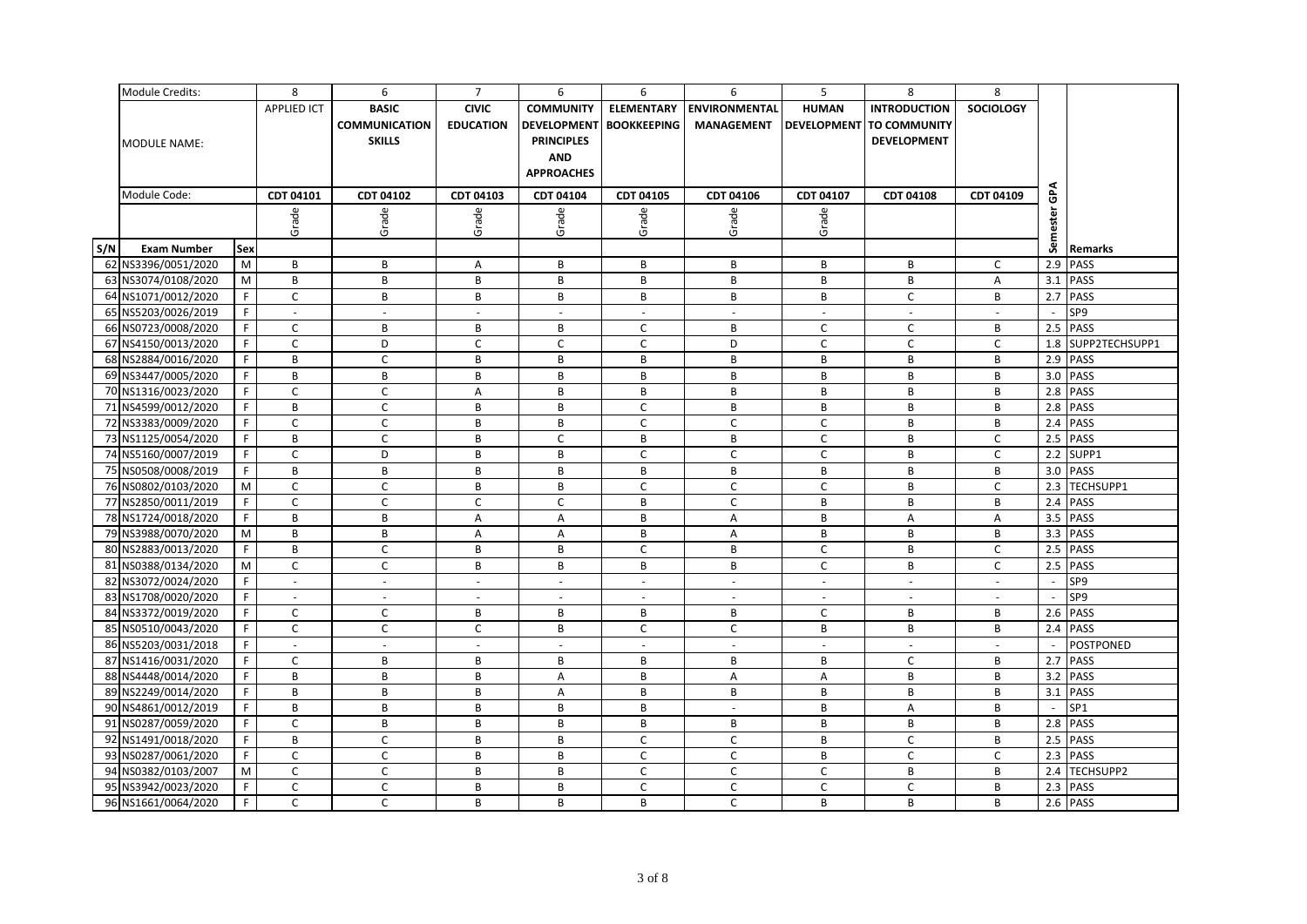| | Module Credits: | | 8 | 6 | 7 | 6 | 6 | 6 | 5 | 8 | 8 | | |
|---|---|---|---|---|---|---|---|---|---|---|---|---|---|
| | MODULE NAME: | | APPLIED ICT | BASIC COMMUNICATION SKILLS | CIVIC EDUCATION | COMMUNITY DEVELOPMENT PRINCIPLES AND APPROACHES | ELEMENTARY BOOKKEEPING | ENVIRONMENTAL MANAGEMENT | HUMAN DEVELOPMENT | INTRODUCTION TO COMMUNITY DEVELOPMENT | SOCIOLOGY | | |
| | Module Code: | | CDT 04101 | CDT 04102 | CDT 04103 | CDT 04104 | CDT 04105 | CDT 04106 | CDT 04107 | CDT 04108 | CDT 04109 | Semester GPA | |
| | | | Grade | Grade | Grade | Grade | Grade | Grade | Grade | | | | |
| S/N | Exam Number | Sex | | | | | | | | | | | Remarks |
| 62 | NS3396/0051/2020 | M | B | B | A | B | B | B | B | B | C | 2.9 | PASS |
| 63 | NS3074/0108/2020 | M | B | B | B | B | B | B | B | B | A | 3.1 | PASS |
| 64 | NS1071/0012/2020 | F | C | B | B | B | B | B | B | C | B | 2.7 | PASS |
| 65 | NS5203/0026/2019 | F | - | - | - | - | - | - | - | - | - | - | SP9 |
| 66 | NS0723/0008/2020 | F | C | B | B | B | C | B | C | C | B | 2.5 | PASS |
| 67 | NS4150/0013/2020 | F | C | D | C | C | C | D | C | C | C | 1.8 | SUPP2TECHSUPP1 |
| 68 | NS2884/0016/2020 | F | B | C | B | B | B | B | B | B | B | 2.9 | PASS |
| 69 | NS3447/0005/2020 | F | B | B | B | B | B | B | B | B | B | 3.0 | PASS |
| 70 | NS1316/0023/2020 | F | C | C | A | B | B | B | B | B | B | 2.8 | PASS |
| 71 | NS4599/0012/2020 | F | B | C | B | B | C | B | B | B | B | 2.8 | PASS |
| 72 | NS3383/0009/2020 | F | C | C | B | B | C | C | C | B | B | 2.4 | PASS |
| 73 | NS1125/0054/2020 | F | B | C | B | C | B | B | C | B | C | 2.5 | PASS |
| 74 | NS5160/0007/2019 | F | C | D | B | B | C | C | C | B | C | 2.2 | SUPP1 |
| 75 | NS0508/0008/2019 | F | B | B | B | B | B | B | B | B | B | 3.0 | PASS |
| 76 | NS0802/0103/2020 | M | C | C | B | B | C | C | C | B | C | 2.3 | TECHSUPP1 |
| 77 | NS2850/0011/2019 | F | C | C | C | C | B | C | B | B | B | 2.4 | PASS |
| 78 | NS1724/0018/2020 | F | B | B | A | A | B | A | B | A | A | 3.5 | PASS |
| 79 | NS3988/0070/2020 | M | B | B | A | A | B | A | B | B | B | 3.3 | PASS |
| 80 | NS2883/0013/2020 | F | B | C | B | B | C | B | C | B | C | 2.5 | PASS |
| 81 | NS0388/0134/2020 | M | C | C | B | B | B | B | C | B | C | 2.5 | PASS |
| 82 | NS3072/0024/2020 | F | - | - | - | - | - | - | - | - | - | - | SP9 |
| 83 | NS1708/0020/2020 | F | - | - | - | - | - | - | - | - | - | - | SP9 |
| 84 | NS3372/0019/2020 | F | C | C | B | B | B | B | C | B | B | 2.6 | PASS |
| 85 | NS0510/0043/2020 | F | C | C | C | B | C | C | B | B | B | 2.4 | PASS |
| 86 | NS5203/0031/2018 | F | - | - | - | - | - | - | - | - | - | - | POSTPONED |
| 87 | NS1416/0031/2020 | F | C | B | B | B | B | B | B | C | B | 2.7 | PASS |
| 88 | NS4448/0014/2020 | F | B | B | B | A | B | A | A | B | B | 3.2 | PASS |
| 89 | NS2249/0014/2020 | F | B | B | B | A | B | B | B | B | B | 3.1 | PASS |
| 90 | NS4861/0012/2019 | F | B | B | B | B | B | - | B | A | B | - | SP1 |
| 91 | NS0287/0059/2020 | F | C | B | B | B | B | B | B | B | B | 2.8 | PASS |
| 92 | NS1491/0018/2020 | F | B | C | B | B | C | C | B | C | B | 2.5 | PASS |
| 93 | NS0287/0061/2020 | F | C | C | B | B | C | C | B | C | C | 2.3 | PASS |
| 94 | NS0382/0103/2007 | M | C | C | B | B | C | C | C | B | B | 2.4 | TECHSUPP2 |
| 95 | NS3942/0023/2020 | F | C | C | B | B | C | C | C | C | B | 2.3 | PASS |
| 96 | NS1661/0064/2020 | F | C | C | B | B | B | C | B | B | B | 2.6 | PASS |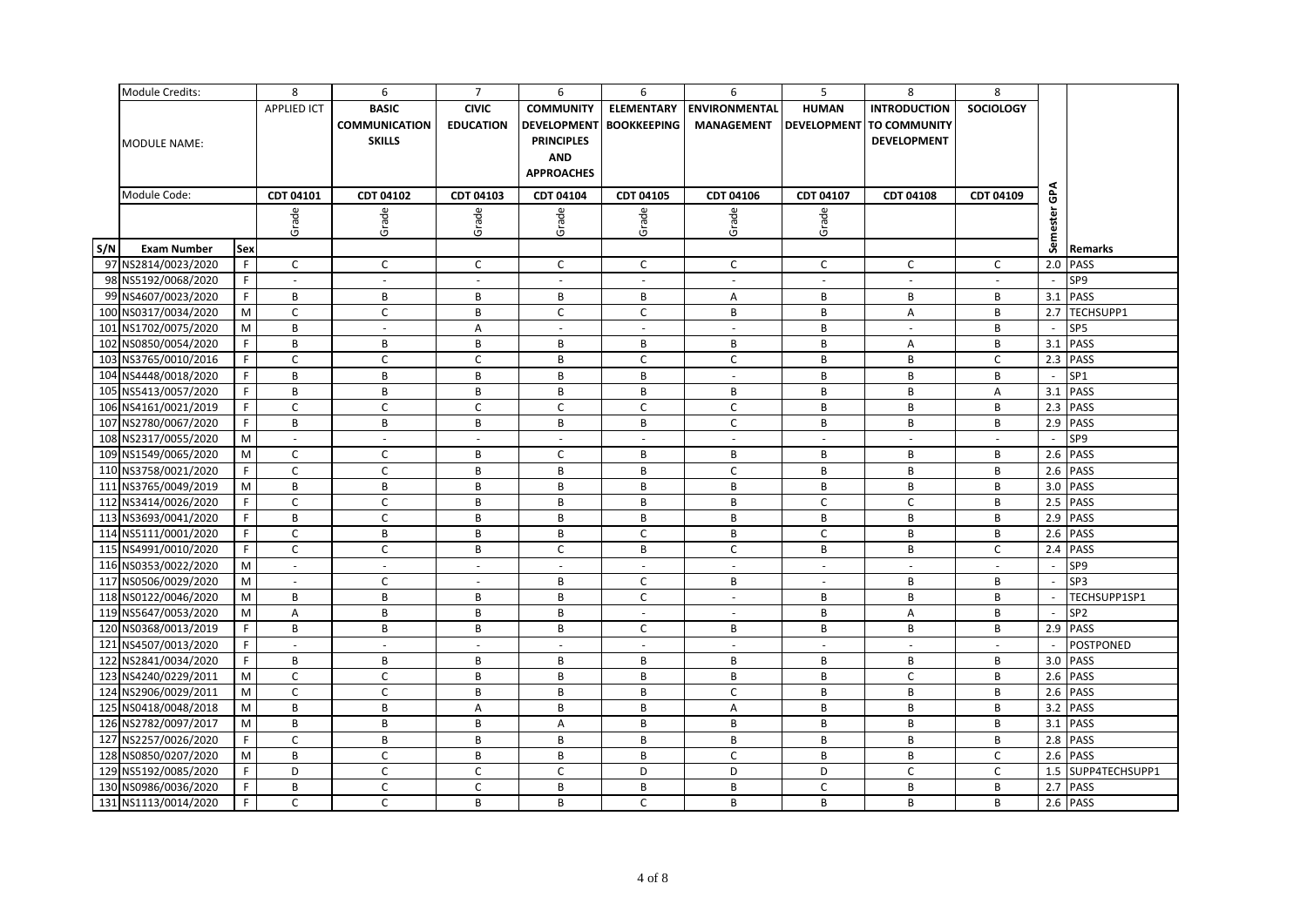| | Module Credits: | | 8 | 6 | 7 | 6 | 6 | 6 | 5 | 8 | 8 | | |
|---|---|---|---|---|---|---|---|---|---|---|---|---|---|
| | MODULE NAME: | | APPLIED ICT | BASIC COMMUNICATION SKILLS | CIVIC EDUCATION | COMMUNITY DEVELOPMENT PRINCIPLES AND APPROACHES | ELEMENTARY BOOKKEEPING | ENVIRONMENTAL MANAGEMENT | HUMAN DEVELOPMENT | INTRODUCTION TO COMMUNITY DEVELOPMENT | SOCIOLOGY | | |
| | Module Code: | | CDT 04101 | CDT 04102 | CDT 04103 | CDT 04104 | CDT 04105 | CDT 04106 | CDT 04107 | CDT 04108 | CDT 04109 | | |
| | | | Grade | Grade | Grade | Grade | Grade | Grade | Grade | | | | |
| S/N | Exam Number | Sex | | | | | | | | | | Semester GPA | Remarks |
| 97 | NS2814/0023/2020 | F | C | C | C | C | C | C | C | C | C | 2.0 | PASS |
| 98 | NS5192/0068/2020 | F | - | - | - | - | - | - | - | - | - | - | SP9 |
| 99 | NS4607/0023/2020 | F | B | B | B | B | B | A | B | B | B | 3.1 | PASS |
| 100 | NS0317/0034/2020 | M | C | C | B | C | C | B | B | A | B | 2.7 | TECHSUPP1 |
| 101 | NS1702/0075/2020 | M | B | - | A | - | - | - | B | - | B | - | SP5 |
| 102 | NS0850/0054/2020 | F | B | B | B | B | B | B | B | A | B | 3.1 | PASS |
| 103 | NS3765/0010/2016 | F | C | C | C | B | C | C | B | B | C | 2.3 | PASS |
| 104 | NS4448/0018/2020 | F | B | B | B | B | B | - | B | B | B | - | SP1 |
| 105 | NS5413/0057/2020 | F | B | B | B | B | B | B | B | B | A | 3.1 | PASS |
| 106 | NS4161/0021/2019 | F | C | C | C | C | C | C | B | B | B | 2.3 | PASS |
| 107 | NS2780/0067/2020 | F | B | B | B | B | B | C | B | B | B | 2.9 | PASS |
| 108 | NS2317/0055/2020 | M | - | - | - | - | - | - | - | - | - | - | SP9 |
| 109 | NS1549/0065/2020 | M | C | C | B | C | B | B | B | B | B | 2.6 | PASS |
| 110 | NS3758/0021/2020 | F | C | C | B | B | B | C | B | B | B | 2.6 | PASS |
| 111 | NS3765/0049/2019 | M | B | B | B | B | B | B | B | B | B | 3.0 | PASS |
| 112 | NS3414/0026/2020 | F | C | C | B | B | B | B | C | C | B | 2.5 | PASS |
| 113 | NS3693/0041/2020 | F | B | C | B | B | B | B | B | B | B | 2.9 | PASS |
| 114 | NS5111/0001/2020 | F | C | B | B | B | C | B | C | B | B | 2.6 | PASS |
| 115 | NS4991/0010/2020 | F | C | C | B | C | B | C | B | B | C | 2.4 | PASS |
| 116 | NS0353/0022/2020 | M | - | - | - | - | - | - | - | - | - | - | SP9 |
| 117 | NS0506/0029/2020 | M | - | C | - | B | C | B | - | B | B | - | SP3 |
| 118 | NS0122/0046/2020 | M | B | B | B | B | C | - | B | B | B | - | TECHSUPP1SP1 |
| 119 | NS5647/0053/2020 | M | A | B | B | B | - | - | B | A | B | - | SP2 |
| 120 | NS0368/0013/2019 | F | B | B | B | B | C | B | B | B | B | 2.9 | PASS |
| 121 | NS4507/0013/2020 | F | - | - | - | - | - | - | - | - | - | - | POSTPONED |
| 122 | NS2841/0034/2020 | F | B | B | B | B | B | B | B | B | B | 3.0 | PASS |
| 123 | NS4240/0229/2011 | M | C | C | B | B | B | B | B | C | B | 2.6 | PASS |
| 124 | NS2906/0029/2011 | M | C | C | B | B | B | C | B | B | B | 2.6 | PASS |
| 125 | NS0418/0048/2018 | M | B | B | A | B | B | A | B | B | B | 3.2 | PASS |
| 126 | NS2782/0097/2017 | M | B | B | B | A | B | B | B | B | B | 3.1 | PASS |
| 127 | NS2257/0026/2020 | F | C | B | B | B | B | B | B | B | B | 2.8 | PASS |
| 128 | NS0850/0207/2020 | M | B | C | B | B | B | C | B | B | C | 2.6 | PASS |
| 129 | NS5192/0085/2020 | F | D | C | C | C | D | D | D | C | C | 1.5 | SUPP4TECHSUPP1 |
| 130 | NS0986/0036/2020 | F | B | C | C | B | B | B | C | B | B | 2.7 | PASS |
| 131 | NS1113/0014/2020 | F | C | C | B | B | C | B | B | B | B | 2.6 | PASS |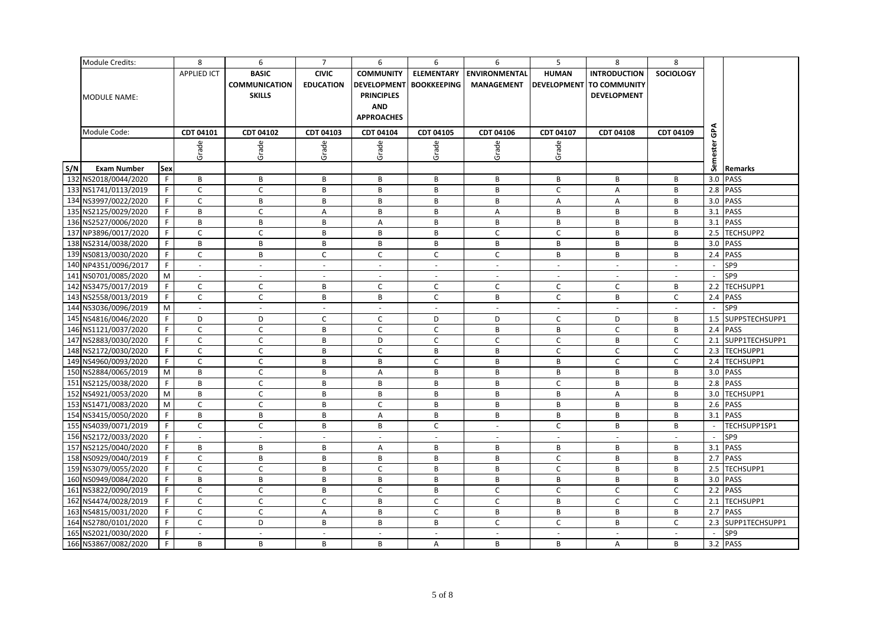| | Module Credits: | | 8 | 6 | 7 | 6 | 6 | 6 | 5 | 8 | 8 | | |
|---|---|---|---|---|---|---|---|---|---|---|---|---|---|
| | MODULE NAME: | | APPLIED ICT | BASIC COMMUNICATION SKILLS | CIVIC EDUCATION | COMMUNITY DEVELOPMENT PRINCIPLES AND APPROACHES | ELEMENTARY BOOKKEEPING | ENVIRONMENTAL MANAGEMENT | HUMAN DEVELOPMENT | INTRODUCTION TO COMMUNITY DEVELOPMENT | SOCIOLOGY | | |
| | Module Code: | | CDT 04101 | CDT 04102 | CDT 04103 | CDT 04104 | CDT 04105 | CDT 04106 | CDT 04107 | CDT 04108 | CDT 04109 | | |
| | | | Grade | Grade | Grade | Grade | Grade | Grade | Grade | | | | |
| S/N | Exam Number | Sex | | | | | | | | | | Semester GPA | Remarks |
| 132 | NS2018/0044/2020 | F | B | B | B | B | B | B | B | B | B | 3.0 | PASS |
| 133 | NS1741/0113/2019 | F | C | C | B | B | B | B | C | A | B | 2.8 | PASS |
| 134 | NS3997/0022/2020 | F | C | B | B | B | B | B | A | A | B | 3.0 | PASS |
| 135 | NS2125/0029/2020 | F | B | C | A | B | B | A | B | B | B | 3.1 | PASS |
| 136 | NS2527/0006/2020 | F | B | B | B | A | B | B | B | B | B | 3.1 | PASS |
| 137 | NP3896/0017/2020 | F | C | C | B | B | B | C | C | B | B | 2.5 | TECHSUPP2 |
| 138 | NS2314/0038/2020 | F | B | B | B | B | B | B | B | B | B | 3.0 | PASS |
| 139 | NS0813/0030/2020 | F | C | B | C | C | C | C | B | B | B | 2.4 | PASS |
| 140 | NP4351/0096/2017 | F | - | - | - | - | - | - | - | - | - | - | SP9 |
| 141 | NS0701/0085/2020 | M | - | - | - | - | - | - | - | - | - | - | SP9 |
| 142 | NS3475/0017/2019 | F | C | C | B | C | C | C | C | C | B | 2.2 | TECHSUPP1 |
| 143 | NS2558/0013/2019 | F | C | C | B | B | C | B | C | B | C | 2.4 | PASS |
| 144 | NS3036/0096/2019 | M | - | - | - | - | - | - | - | - | - | - | SP9 |
| 145 | NS4816/0046/2020 | F | D | D | C | C | D | D | C | D | B | 1.5 | SUPP5TECHSUPP1 |
| 146 | NS1121/0037/2020 | F | C | C | B | C | C | B | B | C | B | 2.4 | PASS |
| 147 | NS2883/0030/2020 | F | C | C | B | D | C | C | C | B | C | 2.1 | SUPP1TECHSUPP1 |
| 148 | NS2172/0030/2020 | F | C | C | B | C | B | B | C | C | C | 2.3 | TECHSUPP1 |
| 149 | NS4960/0093/2020 | F | C | C | B | B | C | B | B | C | C | 2.4 | TECHSUPP1 |
| 150 | NS2884/0065/2019 | M | B | C | B | A | B | B | B | B | B | 3.0 | PASS |
| 151 | NS2125/0038/2020 | F | B | C | B | B | B | B | C | B | B | 2.8 | PASS |
| 152 | NS4921/0053/2020 | M | B | C | B | B | B | B | B | A | B | 3.0 | TECHSUPP1 |
| 153 | NS1471/0083/2020 | M | C | C | B | C | B | B | B | B | B | 2.6 | PASS |
| 154 | NS3415/0050/2020 | F | B | B | B | A | B | B | B | B | B | 3.1 | PASS |
| 155 | NS4039/0071/2019 | F | C | C | B | B | C | - | C | B | B | - | TECHSUPP1SP1 |
| 156 | NS2172/0033/2020 | F | - | - | - | - | - | - | - | - | - | - | SP9 |
| 157 | NS2125/0040/2020 | F | B | B | B | A | B | B | B | B | B | 3.1 | PASS |
| 158 | NS0929/0040/2019 | F | C | B | B | B | B | B | C | B | B | 2.7 | PASS |
| 159 | NS3079/0055/2020 | F | C | C | B | C | B | B | C | B | B | 2.5 | TECHSUPP1 |
| 160 | NS0949/0084/2020 | F | B | B | B | B | B | B | B | B | B | 3.0 | PASS |
| 161 | NS3822/0090/2019 | F | C | C | B | C | B | C | C | C | C | 2.2 | PASS |
| 162 | NS4474/0028/2019 | F | C | C | C | B | C | C | B | C | C | 2.1 | TECHSUPP1 |
| 163 | NS4815/0031/2020 | F | C | C | A | B | C | B | B | B | B | 2.7 | PASS |
| 164 | NS2780/0101/2020 | F | C | D | B | B | B | C | C | B | C | 2.3 | SUPP1TECHSUPP1 |
| 165 | NS2021/0030/2020 | F | - | - | - | - | - | - | - | - | - | - | SP9 |
| 166 | NS3867/0082/2020 | F | B | B | B | B | A | B | B | A | B | 3.2 | PASS |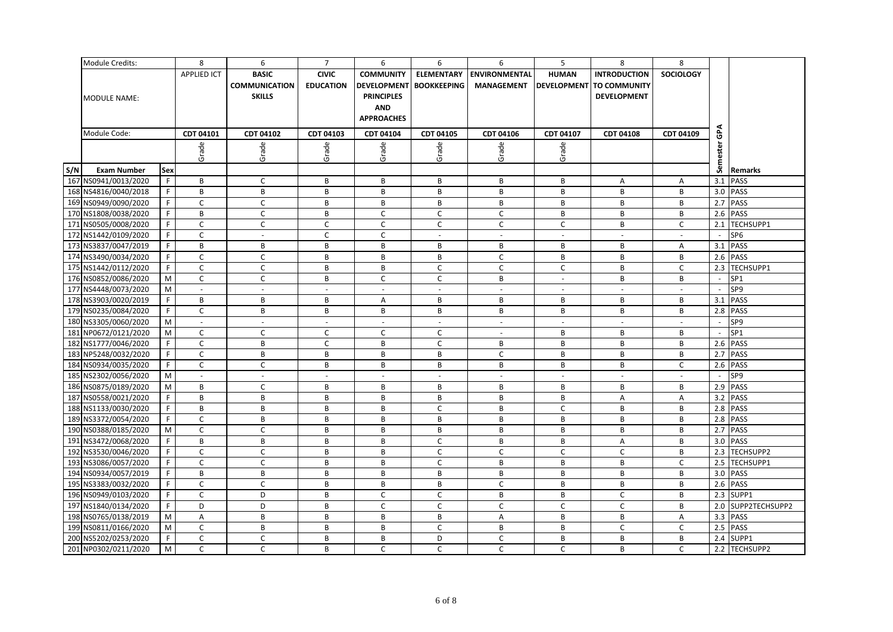| | Module Credits: | | 8 | 6 | 7 | 6 | 6 | 6 | 5 | 8 | 8 | | |
|---|---|---|---|---|---|---|---|---|---|---|---|---|---|
| | MODULE NAME: | | APPLIED ICT | BASIC COMMUNICATION SKILLS | CIVIC EDUCATION | COMMUNITY DEVELOPMENT PRINCIPLES AND APPROACHES | ELEMENTARY BOOKKEEPING | ENVIRONMENTAL MANAGEMENT | HUMAN DEVELOPMENT | INTRODUCTION TO COMMUNITY DEVELOPMENT | SOCIOLOGY | | |
| | Module Code: | | CDT 04101 | CDT 04102 | CDT 04103 | CDT 04104 | CDT 04105 | CDT 04106 | CDT 04107 | CDT 04108 | CDT 04109 | | |
| | | | Grade | Grade | Grade | Grade | Grade | Grade | Grade | | | | |
| S/N | Exam Number | Sex | | | | | | | | | | Semester GPA | Remarks |
| 167 | NS0941/0013/2020 | F | B | C | B | B | B | B | B | A | A | 3.1 | PASS |
| 168 | NS4816/0040/2018 | F | B | B | B | B | B | B | B | B | B | 3.0 | PASS |
| 169 | NS0949/0090/2020 | F | C | C | B | B | B | B | B | B | B | 2.7 | PASS |
| 170 | NS1808/0038/2020 | F | B | C | B | C | C | C | B | B | B | 2.6 | PASS |
| 171 | NS0505/0008/2020 | F | C | C | C | C | C | C | C | B | C | 2.1 | TECHSUPP1 |
| 172 | NS1442/0109/2020 | F | C | - | C | C | - | - | - | - | - | - | SP6 |
| 173 | NS3837/0047/2019 | F | B | B | B | B | B | B | B | B | A | 3.1 | PASS |
| 174 | NS3490/0034/2020 | F | C | C | B | B | B | C | B | B | B | 2.6 | PASS |
| 175 | NS1442/0112/2020 | F | C | C | B | B | C | C | C | B | C | 2.3 | TECHSUPP1 |
| 176 | NS0852/0086/2020 | M | C | C | B | C | C | B | - | B | B | - | SP1 |
| 177 | NS4448/0073/2020 | M | - | - | - | - | - | - | - | - | - | - | SP9 |
| 178 | NS3903/0020/2019 | F | B | B | B | A | B | B | B | B | B | 3.1 | PASS |
| 179 | NS0235/0084/2020 | F | C | B | B | B | B | B | B | B | B | 2.8 | PASS |
| 180 | NS3305/0060/2020 | M | - | - | - | - | - | - | - | - | - | - | SP9 |
| 181 | NP0672/0121/2020 | M | C | C | C | C | C | - | B | B | B | - | SP1 |
| 182 | NS1777/0046/2020 | F | C | B | C | B | C | B | B | B | B | 2.6 | PASS |
| 183 | NP5248/0032/2020 | F | C | B | B | B | B | C | B | B | B | 2.7 | PASS |
| 184 | NS0934/0035/2020 | F | C | C | B | B | B | B | B | B | C | 2.6 | PASS |
| 185 | NS2302/0056/2020 | M | - | - | - | - | - | - | - | - | - | - | SP9 |
| 186 | NS0875/0189/2020 | M | B | C | B | B | B | B | B | B | B | 2.9 | PASS |
| 187 | NS0558/0021/2020 | F | B | B | B | B | B | B | B | A | A | 3.2 | PASS |
| 188 | NS1133/0030/2020 | F | B | B | B | B | C | B | C | B | B | 2.8 | PASS |
| 189 | NS3372/0054/2020 | F | C | B | B | B | B | B | B | B | B | 2.8 | PASS |
| 190 | NS0388/0185/2020 | M | C | C | B | B | B | B | B | B | B | 2.7 | PASS |
| 191 | NS3472/0068/2020 | F | B | B | B | B | C | B | B | A | B | 3.0 | PASS |
| 192 | NS3530/0046/2020 | F | C | C | B | B | C | C | C | C | B | 2.3 | TECHSUPP2 |
| 193 | NS3086/0057/2020 | F | C | C | B | B | C | B | B | B | C | 2.5 | TECHSUPP1 |
| 194 | NS0934/0057/2019 | F | B | B | B | B | B | B | B | B | B | 3.0 | PASS |
| 195 | NS3383/0032/2020 | F | C | C | B | B | B | C | B | B | B | 2.6 | PASS |
| 196 | NS0949/0103/2020 | F | C | D | B | C | C | B | B | C | B | 2.3 | SUPP1 |
| 197 | NS1840/0134/2020 | F | D | D | B | C | C | C | C | C | B | 2.0 | SUPP2TECHSUPP2 |
| 198 | NS0765/0138/2019 | M | A | B | B | B | B | A | B | B | A | 3.3 | PASS |
| 199 | NS0811/0166/2020 | M | C | B | B | B | C | B | B | C | C | 2.5 | PASS |
| 200 | NS5202/0253/2020 | F | C | C | B | B | D | C | B | B | B | 2.4 | SUPP1 |
| 201 | NP0302/0211/2020 | M | C | C | B | C | C | C | C | B | C | 2.2 | TECHSUPP2 |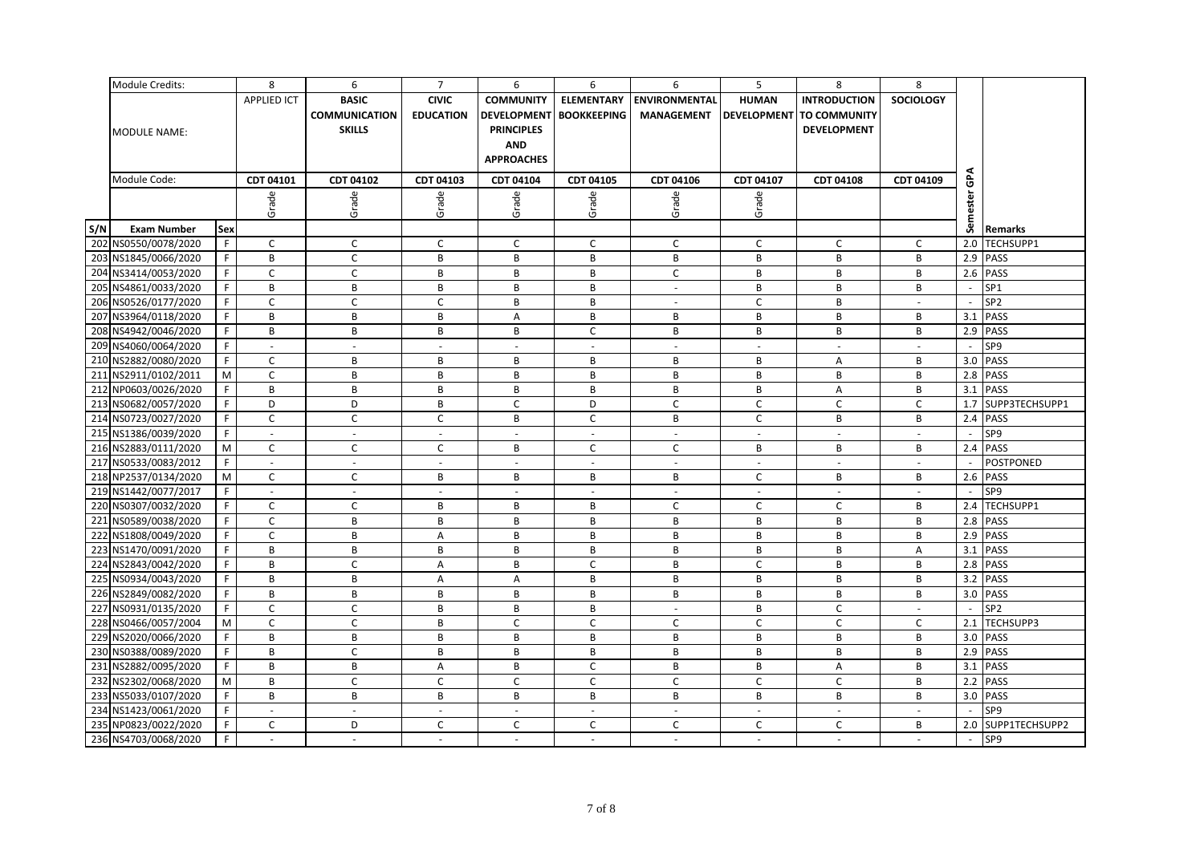| | Module Credits: | | 8 | 6 | 7 | 6 | 6 | 6 | 5 | 8 | 8 | | |
|---|---|---|---|---|---|---|---|---|---|---|---|---|---|
| | MODULE NAME: | | APPLIED ICT | BASIC COMMUNICATION SKILLS | CIVIC EDUCATION | COMMUNITY DEVELOPMENT PRINCIPLES AND APPROACHES | ELEMENTARY BOOKKEEPING | ENVIRONMENTAL MANAGEMENT | HUMAN DEVELOPMENT | INTRODUCTION TO COMMUNITY DEVELOPMENT | SOCIOLOGY | | |
| | Module Code: | | CDT 04101 | CDT 04102 | CDT 04103 | CDT 04104 | CDT 04105 | CDT 04106 | CDT 04107 | CDT 04108 | CDT 04109 | Semester GPA | |
| | | | Grade | Grade | Grade | Grade | Grade | Grade | Grade | | | | |
| S/N | Exam Number | Sex | | | | | | | | | | | Remarks |
| 202 | NS0550/0078/2020 | F | C | C | C | C | C | C | C | C | C | 2.0 | TECHSUPP1 |
| 203 | NS1845/0066/2020 | F | B | C | B | B | B | B | B | B | B | 2.9 | PASS |
| 204 | NS3414/0053/2020 | F | C | C | B | B | B | C | B | B | B | 2.6 | PASS |
| 205 | NS4861/0033/2020 | F | B | B | B | B | B | - | B | B | B | - | SP1 |
| 206 | NS0526/0177/2020 | F | C | C | C | B | B | - | C | B | - | - | SP2 |
| 207 | NS3964/0118/2020 | F | B | B | B | A | B | B | B | B | B | 3.1 | PASS |
| 208 | NS4942/0046/2020 | F | B | B | B | B | C | B | B | B | B | 2.9 | PASS |
| 209 | NS4060/0064/2020 | F | - | - | - | - | - | - | - | - | - | - | SP9 |
| 210 | NS2882/0080/2020 | F | C | B | B | B | B | B | B | A | B | 3.0 | PASS |
| 211 | NS2911/0102/2011 | M | C | B | B | B | B | B | B | B | B | 2.8 | PASS |
| 212 | NP0603/0026/2020 | F | B | B | B | B | B | B | B | A | B | 3.1 | PASS |
| 213 | NS0682/0057/2020 | F | D | D | B | C | D | C | C | C | C | 1.7 | SUPP3TECHSUPP1 |
| 214 | NS0723/0027/2020 | F | C | C | C | B | C | B | C | B | B | 2.4 | PASS |
| 215 | NS1386/0039/2020 | F | - | - | - | - | - | - | - | - | - | - | SP9 |
| 216 | NS2883/0111/2020 | M | C | C | C | B | C | C | B | B | B | 2.4 | PASS |
| 217 | NS0533/0083/2012 | F | - | - | - | - | - | - | - | - | - | - | POSTPONED |
| 218 | NP2537/0134/2020 | M | C | C | B | B | B | B | C | B | B | 2.6 | PASS |
| 219 | NS1442/0077/2017 | F | - | - | - | - | - | - | - | - | - | - | SP9 |
| 220 | NS0307/0032/2020 | F | C | C | B | B | B | C | C | C | B | 2.4 | TECHSUPP1 |
| 221 | NS0589/0038/2020 | F | C | B | B | B | B | B | B | B | B | 2.8 | PASS |
| 222 | NS1808/0049/2020 | F | C | B | A | B | B | B | B | B | B | 2.9 | PASS |
| 223 | NS1470/0091/2020 | F | B | B | B | B | B | B | B | B | A | 3.1 | PASS |
| 224 | NS2843/0042/2020 | F | B | C | A | B | C | B | C | B | B | 2.8 | PASS |
| 225 | NS0934/0043/2020 | F | B | B | A | A | B | B | B | B | B | 3.2 | PASS |
| 226 | NS2849/0082/2020 | F | B | B | B | B | B | B | B | B | B | 3.0 | PASS |
| 227 | NS0931/0135/2020 | F | C | C | B | B | B | - | B | C | - | - | SP2 |
| 228 | NS0466/0057/2004 | M | C | C | B | C | C | C | C | C | C | 2.1 | TECHSUPP3 |
| 229 | NS2020/0066/2020 | F | B | B | B | B | B | B | B | B | B | 3.0 | PASS |
| 230 | NS0388/0089/2020 | F | B | C | B | B | B | B | B | B | B | 2.9 | PASS |
| 231 | NS2882/0095/2020 | F | B | B | A | B | C | B | B | A | B | 3.1 | PASS |
| 232 | NS2302/0068/2020 | M | B | C | C | C | C | C | C | C | B | 2.2 | PASS |
| 233 | NS5033/0107/2020 | F | B | B | B | B | B | B | B | B | B | 3.0 | PASS |
| 234 | NS1423/0061/2020 | F | - | - | - | - | - | - | - | - | - | - | SP9 |
| 235 | NP0823/0022/2020 | F | C | D | C | C | C | C | C | C | B | 2.0 | SUPP1TECHSUPP2 |
| 236 | NS4703/0068/2020 | F | - | - | - | - | - | - | - | - | - | - | SP9 |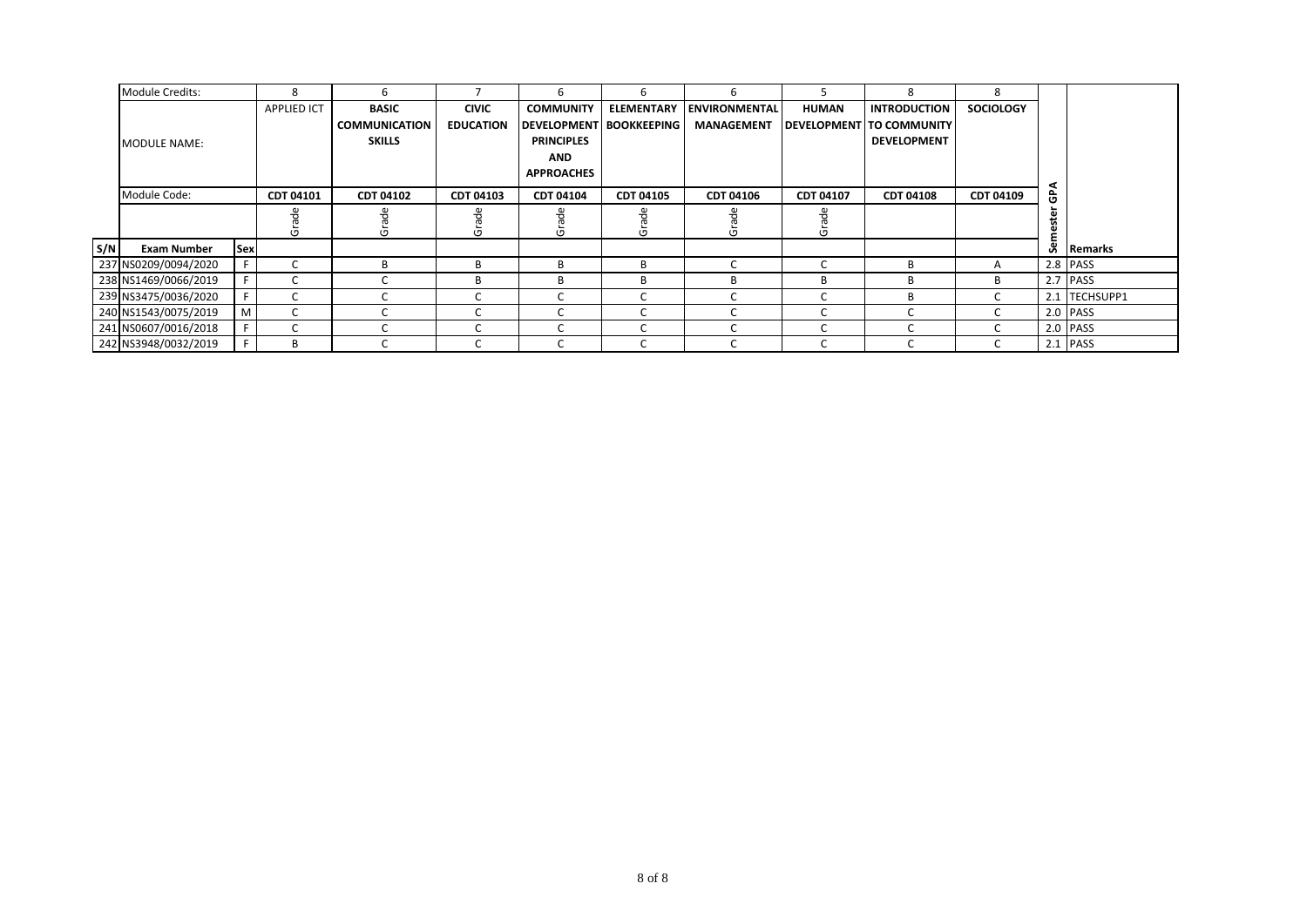| S/N | Module Credits: | | 8 | 6 | 7 | 6 | 6 | 6 | 5 | 8 | 8 | Semester GPA | Remarks |
|---|---|---|---|---|---|---|---|---|---|---|---|---|---|
| | MODULE NAME: | | APPLIED ICT | **BASIC COMMUNICATION SKILLS** | **CIVIC EDUCATION** | **COMMUNITY DEVELOPMENT PRINCIPLES AND APPROACHES** | **ELEMENTARY BOOKKEEPING** | **ENVIRONMENTAL MANAGEMENT** | **HUMAN DEVELOPMENT** | **INTRODUCTION TO COMMUNITY DEVELOPMENT** | **SOCIOLOGY** | | |
| | Module Code: | | **CDT 04101** | **CDT 04102** | **CDT 04103** | **CDT 04104** | **CDT 04105** | **CDT 04106** | **CDT 04107** | **CDT 04108** | **CDT 04109** | | |
| | | | Grade | Grade | Grade | Grade | Grade | Grade | Grade | | | | |
| **S/N** | **Exam Number** | **Sex** | | | | | | | | | | | **Remarks** |
| 237 | NS0209/0094/2020 | F | C | B | B | B | B | C | C | B | A | 2.8 | PASS |
| 238 | NS1469/0066/2019 | F | C | C | B | B | B | B | B | B | B | 2.7 | PASS |
| 239 | NS3475/0036/2020 | F | C | C | C | C | C | C | C | B | C | 2.1 | TECHSUPP1 |
| 240 | NS1543/0075/2019 | M | C | C | C | C | C | C | C | C | C | 2.0 | PASS |
| 241 | NS0607/0016/2018 | F | C | C | C | C | C | C | C | C | C | 2.0 | PASS |
| 242 | NS3948/0032/2019 | F | B | C | C | C | C | C | C | C | C | 2.1 | PASS |